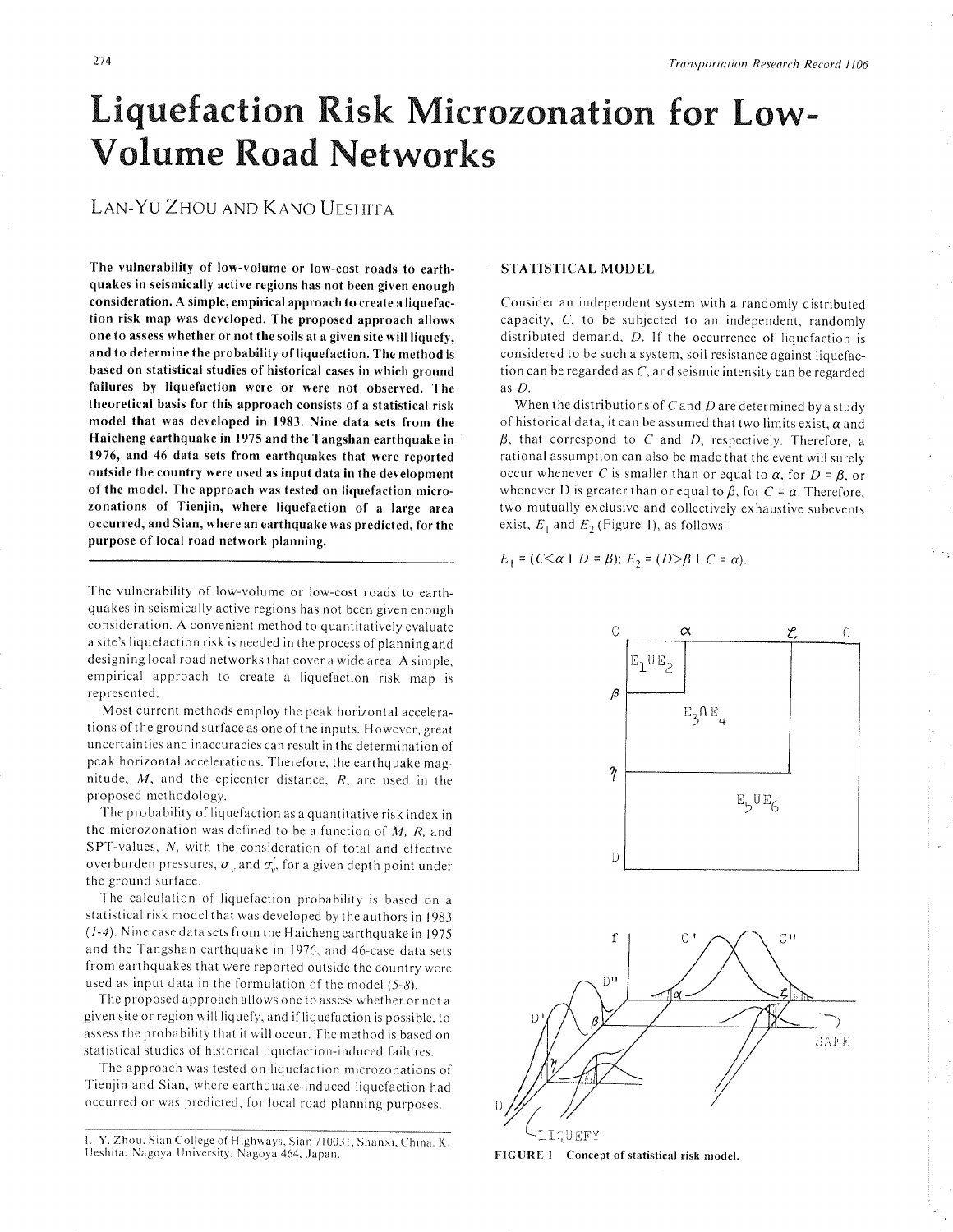# Liquefaction Risk Microzonation for Low-Volume Road Networks

Lan-Yu Zhou and Kano Ueshita

**The vulnerability of low-volume or low-cost roads to earthquakes in seismically active regions has not been given enough consideration. A simple, empirical approach to create a liquefaction risk map was developed. The proposed approach allows one to assess whether or not the soils at a given site will liquefy, and to determine the probability of liquefaction. The method is based on statistical studies of historical cases in which ground failures by liquefaction were or were not observed. The theoretical basis for this approach consists of a statistical risk model that was developed in 1983. Nine data sets from the Haicheng earthquake in 1975 and the Tangshan earthquake in 1976, and 46 data sets from earthquakes that were reported outside the country were used as input data in the development of the model. The approach was tested on liquefaction microzonations of Tienjin, where liquefaction of a large area occurred, and Sian, where an earthquake was predicted, for the purpose of local road network planning.**

The vulnerability of low-volume or low-cost roads to earthquakes in seismically active regions has not been given enough consideration. A convenient method to quantitatively evaluate a site's liquefaction risk is needed in the process of planning and designing local road networks that cover a wide area. A simple, empirical approach to create a liquefaction risk map is represented.

Most current methods employ the peak horizontal accelerations of the ground surface as one of the inputs. However, great uncertainties and inaccuracies can result in the determination of peak horizontal accelerations. Therefore, the earthquake magnitude, $M$, and the epicenter distance, $R$, are used in the proposed methodology.

The probability of liquefaction as a quantitative risk index in the microzonation was defined to be a function of $M$, $R$, and SPT-values, $N$, with the consideration of total and effective overburden pressures, $\sigma_v$ and $\sigma_v'$, for a given depth point under the ground surface.

The calculation of liquefaction probability is based on a statistical risk model that was developed by the authors in 1983 (*1-4*). Nine case data sets from the Haicheng earthquake in 1975 and the Tangshan earthquake in 1976, and 46-case data sets from earthquakes that were reported outside the country were used as input data in the formulation of the model (*5-8*).

The proposed approach allows one to assess whether or not a given site or region will liquefy, and if liquefaction is possible, to assess the probability that it will occur. The method is based on statistical studies of historical liquefaction-induced failures.

The approach was tested on liquefaction microzonations of Tienjin and Sian, where earthquake-induced liquefaction had occurred or was predicted, for local road planning purposes.

L. Y. Zhou, Sian College of Highways, Sian 710031, Shanxi, China. K. Ueshita, Nagoya University, Nagoya 464, Japan.

## STATISTICAL MODEL

Consider an independent system with a randomly distributed capacity, $C$, to be subjected to an independent, randomly distributed demand, $D$. If the occurrence of liquefaction is considered to be such a system, soil resistance against liquefaction can be regarded as $C$, and seismic intensity can be regarded as $D$.

When the distributions of $C$ and $D$ are determined by a study of historical data, it can be assumed that two limits exist, $\alpha$ and $\beta$, that correspond to $C$ and $D$, respectively. Therefore, a rational assumption can also be made that the event will surely occur whenever $C$ is smaller than or equal to $\alpha$, for $D = \beta$, or whenever D is greater than or equal to $\beta$, for $C = \alpha$. Therefore, two mutually exclusive and collectively exhaustive subevents exist, $E_1$ and $E_2$ (Figure 1), as follows:

$$E_1 = (C<\alpha \mid D = \beta);\ E_2 = (D>\beta \mid C = \alpha).$$

FIGURE 1 Concept of statistical risk model.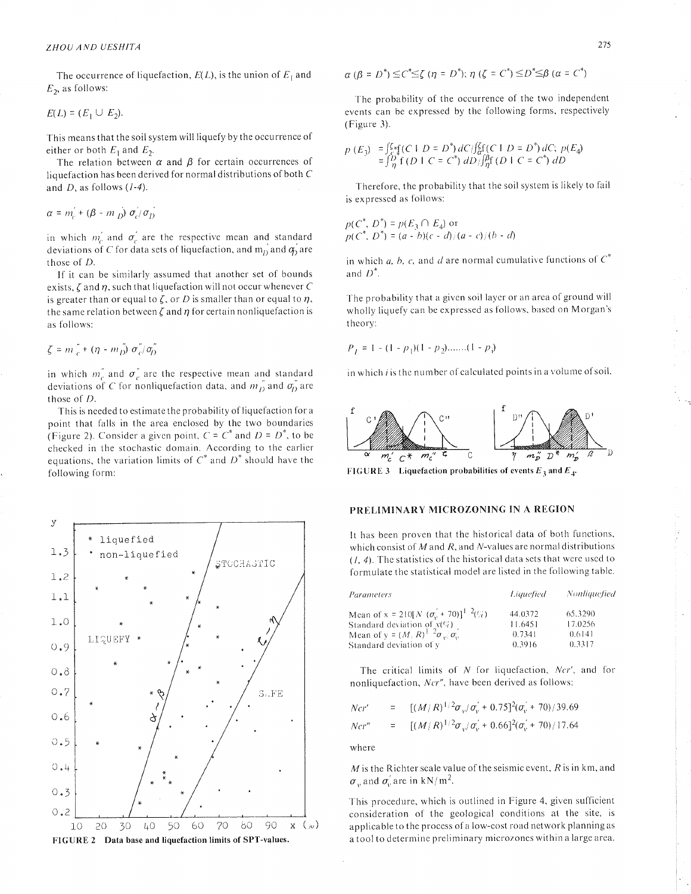The occurrence of liquefaction, $E(L)$, is the union of $E_1$ and $E_2$, as follows:

$$E(L) = (E_1 \cup E_2).$$

This means that the soil system will liquefy by the occurrence of either or both $E_1$ and $E_2$.

The relation between $\alpha$ and $\beta$ for certain occurrences of liquefaction has been derived for normal distributions of both $C$ and $D$, as follows (1-4).

$$\alpha = m_c' + (\beta - m_D')\,\sigma_c'/\sigma_D'$$

in which $m_c'$ and $\sigma_c'$ are the respective mean and standard deviations of $C$ for data sets of liquefaction, and $m_D'$ and $\sigma_D'$ are those of $D$.

If it can be similarly assumed that another set of bounds exists, $\zeta$ and $\eta$, such that liquefaction will not occur whenever $C$ is greater than or equal to $\zeta$, or $D$ is smaller than or equal to $\eta$, the same relation between $\zeta$ and $\eta$ for certain nonliquefaction is as follows:

$$\zeta = m_c'' + (\eta - m_D'')\,\sigma_c''/\sigma_D''$$

in which $m_c''$ and $\sigma_c''$ are the respective mean and standard deviations of $C$ for nonliquefaction data, and $m_D''$ and $\sigma_D''$ are those of $D$.

This is needed to estimate the probability of liquefaction for a point that falls in the area enclosed by the two boundaries (Figure 2). Consider a given point, $C = C^*$ and $D = D^*$, to be checked in the stochastic domain. According to the earlier equations, the variation limits of $C^*$ and $D^*$ should have the following form:

FIGURE 2 Data base and liquefaction limits of SPT-values.

$$\alpha\,(\beta = D^*) \leq C^* \leq \zeta\,(\eta = D^*);\ \eta\,(\zeta = C^*) \leq D^* \leq \beta\,(\alpha = C^*)$$

The probability of the occurrence of the two independent events can be expressed by the following forms, respectively (Figure 3).

$$p(E_3) = \int_{C^*}^{\zeta} f(C \mid D = D^*)\,dC \Big/ \int_{\alpha}^{\zeta} f(C \mid D = D^*)\,dC;\quad p(E_4) = \int_{\eta}^{D^*} f(D \mid C = C^*)\,dD \Big/ \int_{\eta}^{\beta} f(D \mid C = C^*)\,dD$$

Therefore, the probability that the soil system is likely to fail is expressed as follows:

$$p(C^*, D^*) = p(E_3 \cap E_4) \text{ or}$$
$$p(C^*, D^*) = (a - b)(c - d)/(a - c)/(b - d)$$

in which $a$, $b$, $c$, and $d$ are normal cumulative functions of $C^*$ and $D^*$.

The probability that a given soil layer or an area of ground will wholly liquefy can be expressed as follows, based on Morgan's theory:

$$P_l = 1 - (1 - p_1)(1 - p_2)\ldots\ldots(1 - p_i)$$

in which $i$ is the number of calculated points in a volume of soil.

FIGURE 3 Liquefaction probabilities of events $E_3$ and $E_4$.

## PRELIMINARY MICROZONING IN A REGION

It has been proven that the historical data of both functions, which consist of $M$ and $R$, and $N$-values are normal distributions (1, 4). The statistics of the historical data sets that were used to formulate the statistical model are listed in the following table.

| *Parameters* | *Liquefied* | *Nonliquefied* |
|---|---|---|
| Mean of $x = 210[N/(\sigma_v' + 70)]^{1/2}(\%)$ | 44.0372 | 65.3290 |
| Standard deviation of $x(\%)$ | 11.6451 | 17.0256 |
| Mean of $y = (M/R)^{1/2}\sigma_v/\sigma_v'$ | 0.7341 | 0.6141 |
| Standard deviation of $y$ | 0.3916 | 0.3317 |

The critical limits of $N$ for liquefaction, $Ncr'$, and for nonliquefaction, $Ncr''$, have been derived as follows:

$$Ncr' = [(M/R)^{1/2}\sigma_v/\sigma_v' + 0.75]^2(\sigma_v' + 70)/39.69$$

$$Ncr'' = [(M/R)^{1/2}\sigma_v/\sigma_v' + 0.66]^2(\sigma_v' + 70)/17.64$$

where

$M$ is the Richter scale value of the seismic event, $R$ is in km, and $\sigma_v$ and $\sigma_v'$ are in kN/m$^2$.

This procedure, which is outlined in Figure 4, given sufficient consideration of the geological conditions at the site, is applicable to the process of a low-cost road network planning as a tool to determine preliminary microzones within a large area.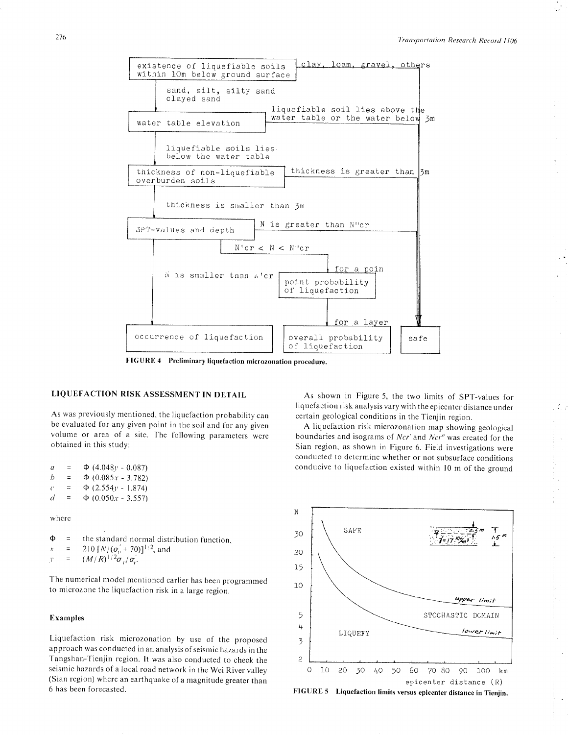existence of liquefiable soils within 10m below ground surface → clay, loam, gravel, others → safe

sand, silt, silty sand, clayed sand → water table elevation → liquefiable soil lies above the water table or the water below 3m → safe

liquefiable soils lies below the water table → thickness of non-liquefiable overburden soils → thickness is greater than 3m → safe

thickness is smaller than 3m → SPT-values and depth → N is greater than N''cr → safe

N'cr < N < N''cr → for a poin → point probability of liquefaction → for a layer → overall probability of liquefaction

N is smaller than N'cr → occurrence of liquefaction

**FIGURE 4 Preliminary liquefaction microzonation procedure.**

## LIQUEFACTION RISK ASSESSMENT IN DETAIL

As was previously mentioned, the liquefaction probability can be evaluated for any given point in the soil and for any given volume or area of a site. The following parameters were obtained in this study:

$a = \Phi(4.048y - 0.087)$
$b = \Phi(0.085x - 3.782)$
$c = \Phi(2.554y - 1.874)$
$d = \Phi(0.050x - 3.557)$

where

$\Phi$ = the standard normal distribution function,
$x = 210\,[N/(\sigma_v' + 70)]^{1/2}$, and
$y = (M/R)^{1/2}\sigma_v/\sigma_v'$.

The numerical model mentioned earlier has been programmed to microzone the liquefaction risk in a large region.

### Examples

Liquefaction risk microzonation by use of the proposed approach was conducted in an analysis of seismic hazards in the Tangshan-Tienjin region. It was also conducted to check the seismic hazards of a local road network in the Wei River valley (Sian region) where an earthquake of a magnitude greater than 6 has been forecasted.

As shown in Figure 5, the two limits of SPT-values for liquefaction risk analysis vary with the epicenter distance under certain geological conditions in the Tienjin region.

A liquefaction risk microzonation map showing geological boundaries and isograms of $Ncr'$ and $Ncr''$ was created for the Sian region, as shown in Figure 6. Field investigations were conducted to determine whether or not subsurface conditions conducive to liquefaction existed within 10 m of the ground

**FIGURE 5 Liquefaction limits versus epicenter distance in Tienjin.**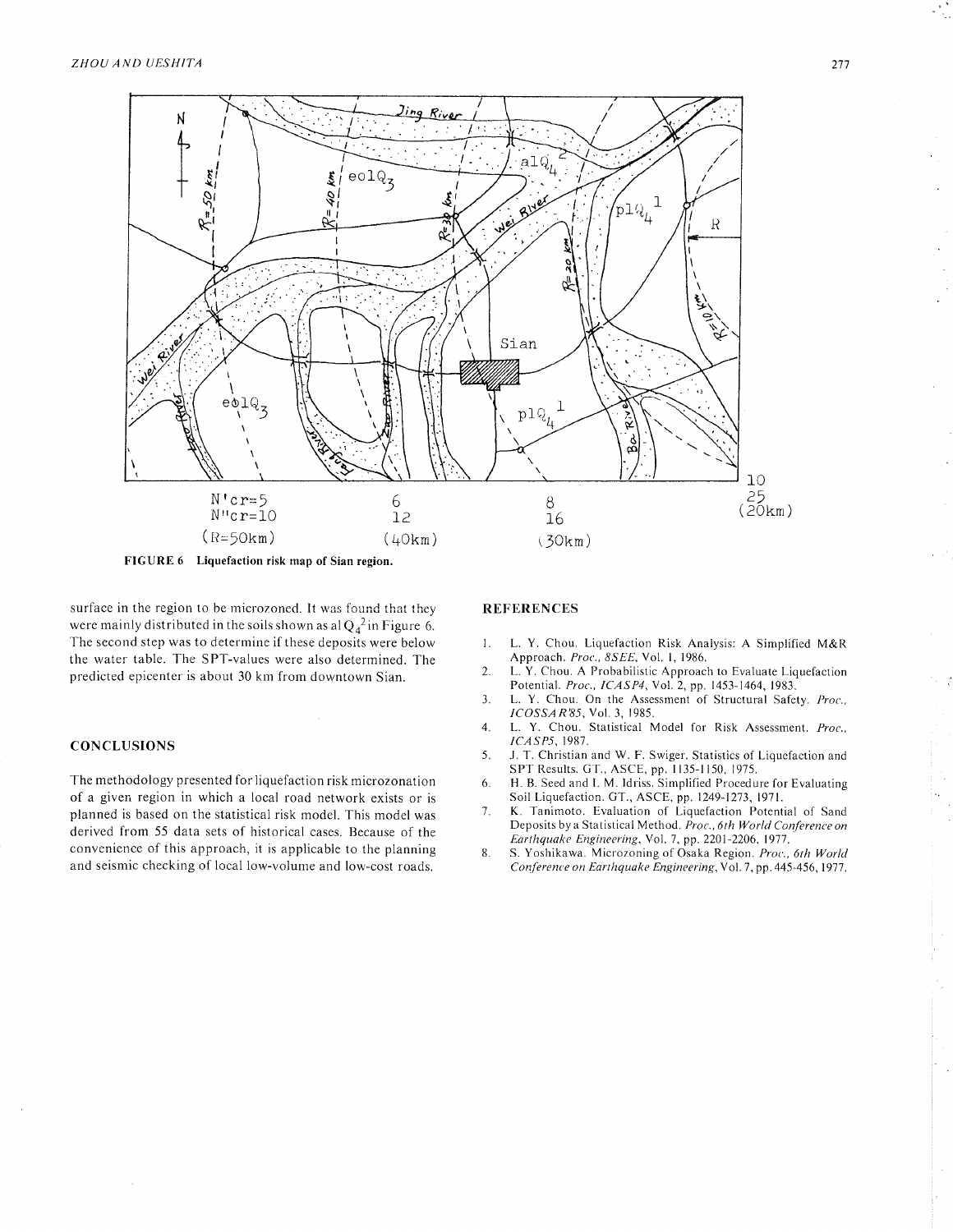N'cr=5
N''cr=10
(R=50km)

6
12
(40km)

8
16
(30km)

10
25
(20km)

FIGURE 6 Liquefaction risk map of Sian region.

surface in the region to be microzoned. It was found that they were mainly distributed in the soils shown as al $Q_4^2$ in Figure 6. The second step was to determine if these deposits were below the water table. The SPT-values were also determined. The predicted epicenter is about 30 km from downtown Sian.

## CONCLUSIONS

The methodology presented for liquefaction risk microzonation of a given region in which a local road network exists or is planned is based on the statistical risk model. This model was derived from 55 data sets of historical cases. Because of the convenience of this approach, it is applicable to the planning and seismic checking of local low-volume and low-cost roads.

## REFERENCES

1. L. Y. Chou. Liquefaction Risk Analysis: A Simplified M&R Approach. *Proc., 8SEE*, Vol. 1, 1986.
2. L. Y. Chou. A Probabilistic Approach to Evaluate Liquefaction Potential. *Proc., ICASP4*, Vol. 2, pp. 1453-1464, 1983.
3. L. Y. Chou. On the Assessment of Structural Safety. *Proc., ICOSSAR'85*, Vol. 3, 1985.
4. L. Y. Chou. Statistical Model for Risk Assessment. *Proc., ICASP5*, 1987.
5. J. T. Christian and W. F. Swiger. Statistics of Liquefaction and SPT Results. GT., ASCE, pp. 1135-1150, 1975.
6. H. B. Seed and I. M. Idriss. Simplified Procedure for Evaluating Soil Liquefaction. GT., ASCE, pp. 1249-1273, 1971.
7. K. Tanimoto. Evaluation of Liquefaction Potential of Sand Deposits by a Statistical Method. *Proc., 6th World Conference on Earthquake Engineering*, Vol. 7, pp. 2201-2206, 1977.
8. S. Yoshikawa. Microzoning of Osaka Region. *Proc., 6th World Conference on Earthquake Engineering*, Vol. 7, pp. 445-456, 1977.